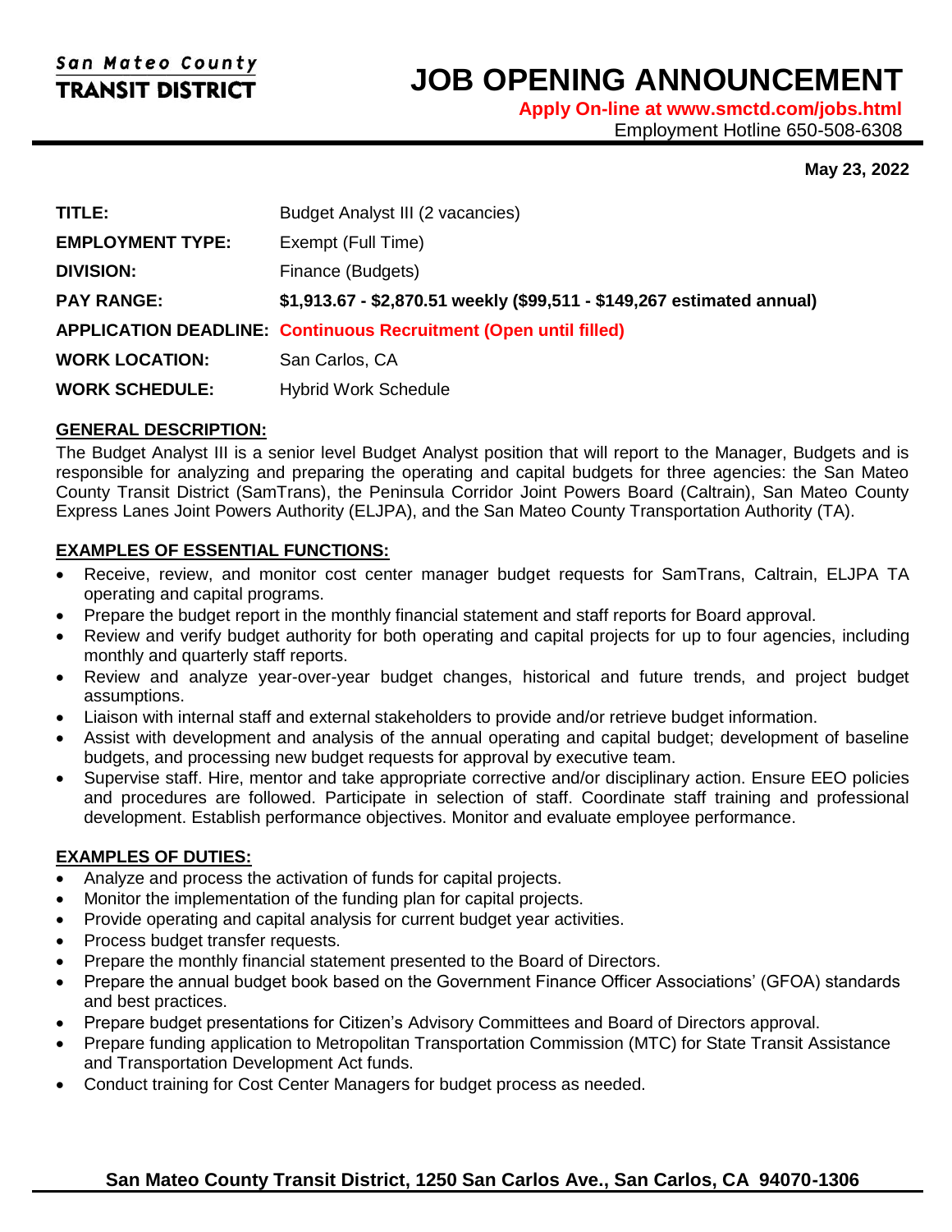San Mateo County
**TRANSIT DISTRICT**

# JOB OPENING ANNOUNCEMENT

**Apply On-line at www.smctd.com/jobs.html**
Employment Hotline 650-508-6308

**May 23, 2022**

| | |
|---|---|
| **TITLE:** | Budget Analyst III (2 vacancies) |
| **EMPLOYMENT TYPE:** | Exempt (Full Time) |
| **DIVISION:** | Finance (Budgets) |
| **PAY RANGE:** | **$1,913.67 - $2,870.51 weekly ($99,511 - $149,267 estimated annual)** |
| **APPLICATION DEADLINE:** | **Continuous Recruitment (Open until filled)** |
| **WORK LOCATION:** | San Carlos, CA |
| **WORK SCHEDULE:** | Hybrid Work Schedule |

## GENERAL DESCRIPTION:

The Budget Analyst III is a senior level Budget Analyst position that will report to the Manager, Budgets and is responsible for analyzing and preparing the operating and capital budgets for three agencies: the San Mateo County Transit District (SamTrans), the Peninsula Corridor Joint Powers Board (Caltrain), San Mateo County Express Lanes Joint Powers Authority (ELJPA), and the San Mateo County Transportation Authority (TA).

## EXAMPLES OF ESSENTIAL FUNCTIONS:

- Receive, review, and monitor cost center manager budget requests for SamTrans, Caltrain, ELJPA TA operating and capital programs.
- Prepare the budget report in the monthly financial statement and staff reports for Board approval.
- Review and verify budget authority for both operating and capital projects for up to four agencies, including monthly and quarterly staff reports.
- Review and analyze year-over-year budget changes, historical and future trends, and project budget assumptions.
- Liaison with internal staff and external stakeholders to provide and/or retrieve budget information.
- Assist with development and analysis of the annual operating and capital budget; development of baseline budgets, and processing new budget requests for approval by executive team.
- Supervise staff. Hire, mentor and take appropriate corrective and/or disciplinary action. Ensure EEO policies and procedures are followed. Participate in selection of staff. Coordinate staff training and professional development. Establish performance objectives. Monitor and evaluate employee performance.

## EXAMPLES OF DUTIES:

- Analyze and process the activation of funds for capital projects.
- Monitor the implementation of the funding plan for capital projects.
- Provide operating and capital analysis for current budget year activities.
- Process budget transfer requests.
- Prepare the monthly financial statement presented to the Board of Directors.
- Prepare the annual budget book based on the Government Finance Officer Associations' (GFOA) standards and best practices.
- Prepare budget presentations for Citizen's Advisory Committees and Board of Directors approval.
- Prepare funding application to Metropolitan Transportation Commission (MTC) for State Transit Assistance and Transportation Development Act funds.
- Conduct training for Cost Center Managers for budget process as needed.

**San Mateo County Transit District, 1250 San Carlos Ave., San Carlos, CA 94070-1306**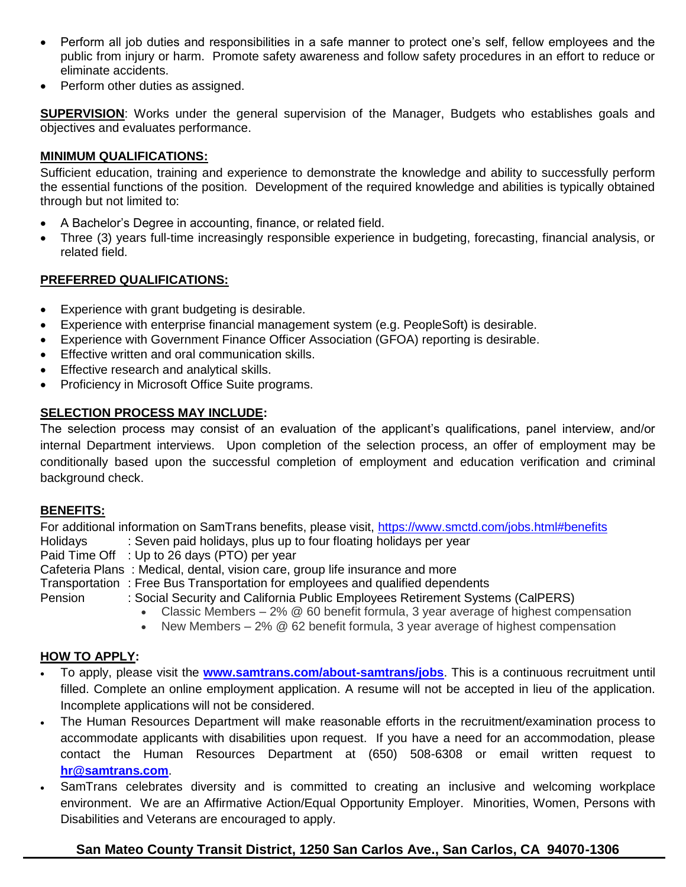- Perform all job duties and responsibilities in a safe manner to protect one's self, fellow employees and the public from injury or harm. Promote safety awareness and follow safety procedures in an effort to reduce or eliminate accidents.
- Perform other duties as assigned.

**SUPERVISION**: Works under the general supervision of the Manager, Budgets who establishes goals and objectives and evaluates performance.

**MINIMUM QUALIFICATIONS:**

Sufficient education, training and experience to demonstrate the knowledge and ability to successfully perform the essential functions of the position. Development of the required knowledge and abilities is typically obtained through but not limited to:

- A Bachelor's Degree in accounting, finance, or related field.
- Three (3) years full-time increasingly responsible experience in budgeting, forecasting, financial analysis, or related field.

**PREFERRED QUALIFICATIONS:**

- Experience with grant budgeting is desirable.
- Experience with enterprise financial management system (e.g. PeopleSoft) is desirable.
- Experience with Government Finance Officer Association (GFOA) reporting is desirable.
- Effective written and oral communication skills.
- Effective research and analytical skills.
- Proficiency in Microsoft Office Suite programs.

**SELECTION PROCESS MAY INCLUDE:**

The selection process may consist of an evaluation of the applicant's qualifications, panel interview, and/or internal Department interviews. Upon completion of the selection process, an offer of employment may be conditionally based upon the successful completion of employment and education verification and criminal background check.

**BENEFITS:**

For additional information on SamTrans benefits, please visit, https://www.smctd.com/jobs.html#benefits

Holidays : Seven paid holidays, plus up to four floating holidays per year
Paid Time Off : Up to 26 days (PTO) per year
Cafeteria Plans : Medical, dental, vision care, group life insurance and more
Transportation : Free Bus Transportation for employees and qualified dependents
Pension : Social Security and California Public Employees Retirement Systems (CalPERS)

- Classic Members – 2% @ 60 benefit formula, 3 year average of highest compensation
- New Members – 2% @ 62 benefit formula, 3 year average of highest compensation

**HOW TO APPLY:**

- To apply, please visit the **www.samtrans.com/about-samtrans/jobs**. This is a continuous recruitment until filled. Complete an online employment application. A resume will not be accepted in lieu of the application. Incomplete applications will not be considered.
- The Human Resources Department will make reasonable efforts in the recruitment/examination process to accommodate applicants with disabilities upon request. If you have a need for an accommodation, please contact the Human Resources Department at (650) 508-6308 or email written request to **hr@samtrans.com**.
- SamTrans celebrates diversity and is committed to creating an inclusive and welcoming workplace environment. We are an Affirmative Action/Equal Opportunity Employer. Minorities, Women, Persons with Disabilities and Veterans are encouraged to apply.

**San Mateo County Transit District, 1250 San Carlos Ave., San Carlos, CA 94070-1306**